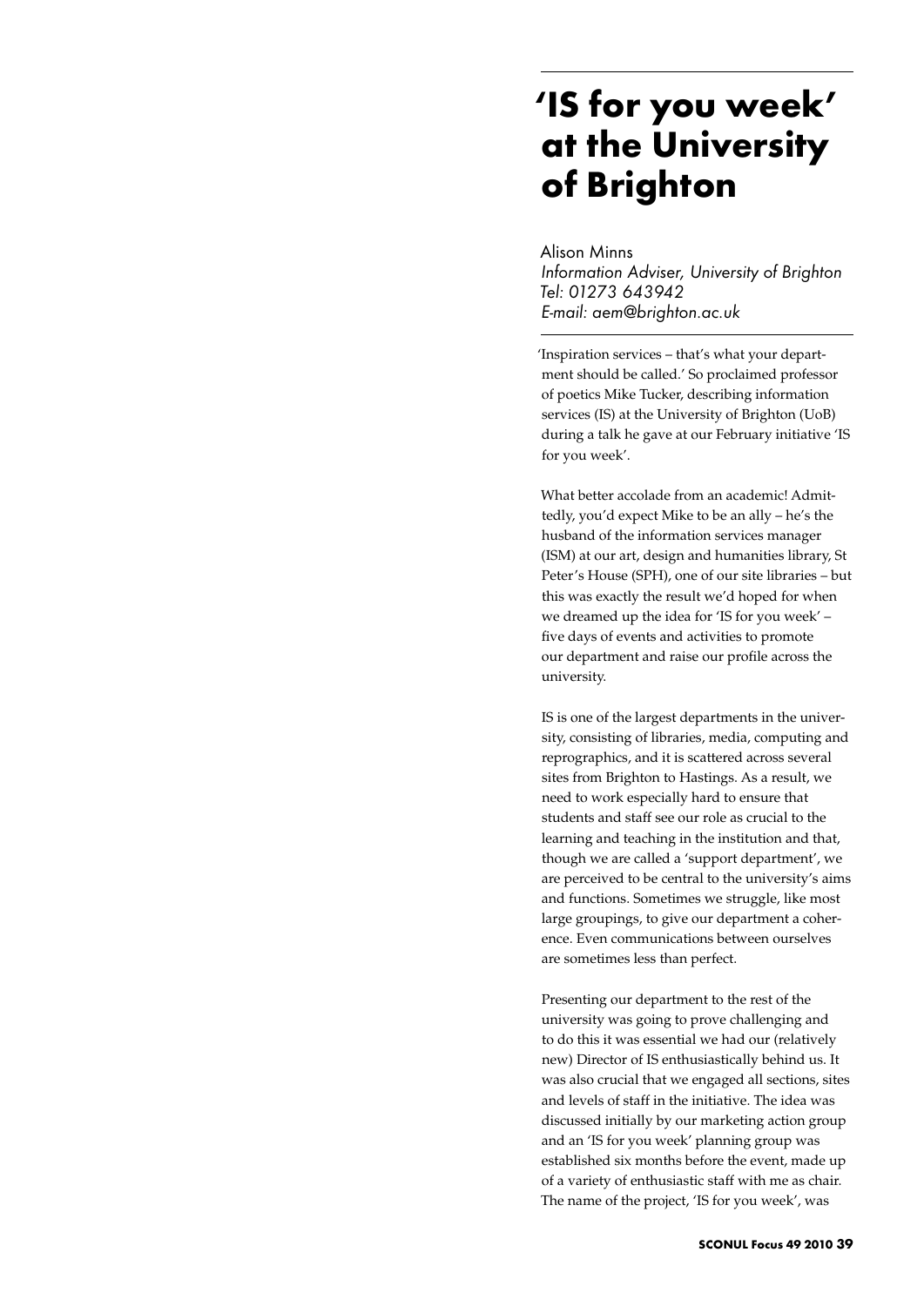# 'IS for you week' at the University of Brighton

Alison Minns
*Information Adviser, University of Brighton*
*Tel: 01273 643942*
*E-mail: aem@brighton.ac.uk*

'Inspiration services – that's what your department should be called.' So proclaimed professor of poetics Mike Tucker, describing information services (IS) at the University of Brighton (UoB) during a talk he gave at our February initiative 'IS for you week'.

What better accolade from an academic! Admittedly, you'd expect Mike to be an ally – he's the husband of the information services manager (ISM) at our art, design and humanities library, St Peter's House (SPH), one of our site libraries – but this was exactly the result we'd hoped for when we dreamed up the idea for 'IS for you week' – five days of events and activities to promote our department and raise our profile across the university.

IS is one of the largest departments in the university, consisting of libraries, media, computing and reprographics, and it is scattered across several sites from Brighton to Hastings. As a result, we need to work especially hard to ensure that students and staff see our role as crucial to the learning and teaching in the institution and that, though we are called a 'support department', we are perceived to be central to the university's aims and functions. Sometimes we struggle, like most large groupings, to give our department a coherence. Even communications between ourselves are sometimes less than perfect.

Presenting our department to the rest of the university was going to prove challenging and to do this it was essential we had our (relatively new) Director of IS enthusiastically behind us. It was also crucial that we engaged all sections, sites and levels of staff in the initiative. The idea was discussed initially by our marketing action group and an 'IS for you week' planning group was established six months before the event, made up of a variety of enthusiastic staff with me as chair. The name of the project, 'IS for you week', was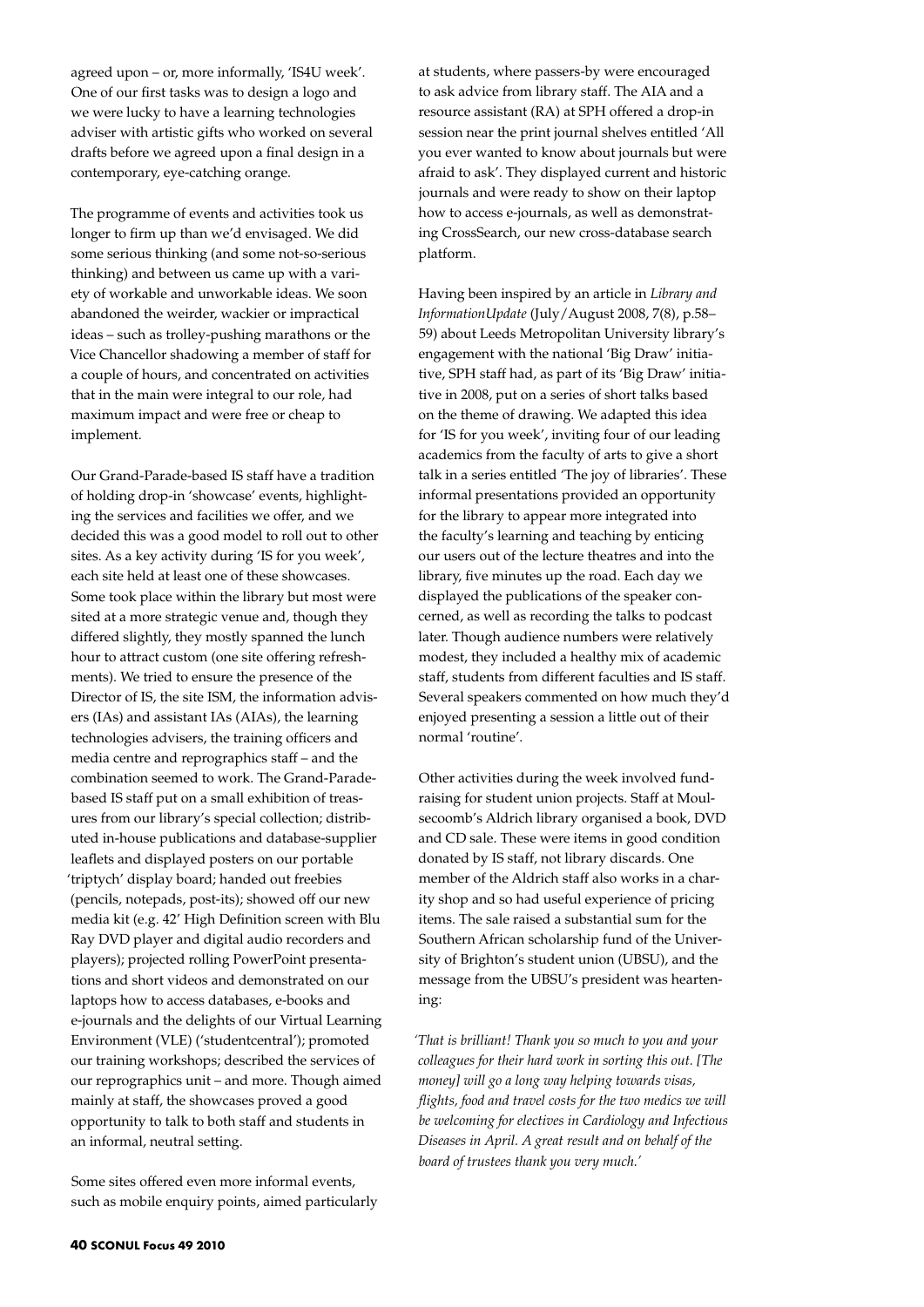agreed upon – or, more informally, 'IS4U week'. One of our first tasks was to design a logo and we were lucky to have a learning technologies adviser with artistic gifts who worked on several drafts before we agreed upon a final design in a contemporary, eye-catching orange.

The programme of events and activities took us longer to firm up than we'd envisaged. We did some serious thinking (and some not-so-serious thinking) and between us came up with a variety of workable and unworkable ideas. We soon abandoned the weirder, wackier or impractical ideas – such as trolley-pushing marathons or the Vice Chancellor shadowing a member of staff for a couple of hours, and concentrated on activities that in the main were integral to our role, had maximum impact and were free or cheap to implement.

Our Grand-Parade-based IS staff have a tradition of holding drop-in 'showcase' events, highlighting the services and facilities we offer, and we decided this was a good model to roll out to other sites. As a key activity during 'IS for you week', each site held at least one of these showcases. Some took place within the library but most were sited at a more strategic venue and, though they differed slightly, they mostly spanned the lunch hour to attract custom (one site offering refreshments). We tried to ensure the presence of the Director of IS, the site ISM, the information advisers (IAs) and assistant IAs (AIAs), the learning technologies advisers, the training officers and media centre and reprographics staff – and the combination seemed to work. The Grand-Parade-based IS staff put on a small exhibition of treasures from our library's special collection; distributed in-house publications and database-supplier leaflets and displayed posters on our portable 'triptych' display board; handed out freebies (pencils, notepads, post-its); showed off our new media kit (e.g. 42' High Definition screen with Blu Ray DVD player and digital audio recorders and players); projected rolling PowerPoint presentations and short videos and demonstrated on our laptops how to access databases, e-books and e-journals and the delights of our Virtual Learning Environment (VLE) ('studentcentral'); promoted our training workshops; described the services of our reprographics unit – and more. Though aimed mainly at staff, the showcases proved a good opportunity to talk to both staff and students in an informal, neutral setting.

Some sites offered even more informal events, such as mobile enquiry points, aimed particularly at students, where passers-by were encouraged to ask advice from library staff. The AIA and a resource assistant (RA) at SPH offered a drop-in session near the print journal shelves entitled 'All you ever wanted to know about journals but were afraid to ask'. They displayed current and historic journals and were ready to show on their laptop how to access e-journals, as well as demonstrating CrossSearch, our new cross-database search platform.

Having been inspired by an article in *Library and InformationUpdate* (July/August 2008, 7(8), p.58–59) about Leeds Metropolitan University library's engagement with the national 'Big Draw' initiative, SPH staff had, as part of its 'Big Draw' initiative in 2008, put on a series of short talks based on the theme of drawing. We adapted this idea for 'IS for you week', inviting four of our leading academics from the faculty of arts to give a short talk in a series entitled 'The joy of libraries'. These informal presentations provided an opportunity for the library to appear more integrated into the faculty's learning and teaching by enticing our users out of the lecture theatres and into the library, five minutes up the road. Each day we displayed the publications of the speaker concerned, as well as recording the talks to podcast later. Though audience numbers were relatively modest, they included a healthy mix of academic staff, students from different faculties and IS staff. Several speakers commented on how much they'd enjoyed presenting a session a little out of their normal 'routine'.

Other activities during the week involved fundraising for student union projects. Staff at Moulsecoomb's Aldrich library organised a book, DVD and CD sale. These were items in good condition donated by IS staff, not library discards. One member of the Aldrich staff also works in a charity shop and so had useful experience of pricing items. The sale raised a substantial sum for the Southern African scholarship fund of the University of Brighton's student union (UBSU), and the message from the UBSU's president was heartening:

*'That is brilliant! Thank you so much to you and your colleagues for their hard work in sorting this out. [The money] will go a long way helping towards visas, flights, food and travel costs for the two medics we will be welcoming for electives in Cardiology and Infectious Diseases in April. A great result and on behalf of the board of trustees thank you very much.'*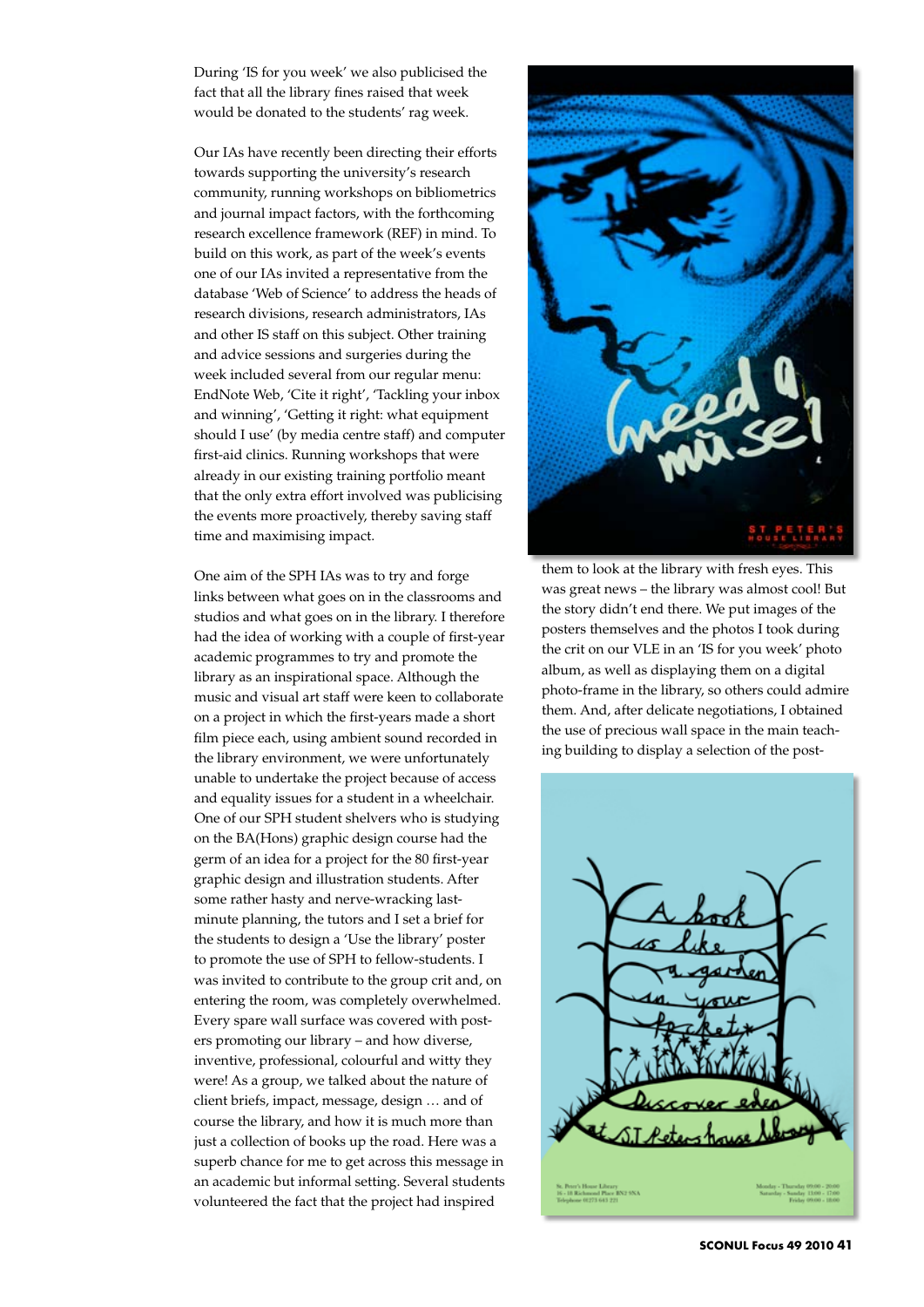During 'IS for you week' we also publicised the fact that all the library fines raised that week would be donated to the students' rag week.

Our IAs have recently been directing their efforts towards supporting the university's research community, running workshops on bibliometrics and journal impact factors, with the forthcoming research excellence framework (REF) in mind. To build on this work, as part of the week's events one of our IAs invited a representative from the database 'Web of Science' to address the heads of research divisions, research administrators, IAs and other IS staff on this subject. Other training and advice sessions and surgeries during the week included several from our regular menu: EndNote Web, 'Cite it right', 'Tackling your inbox and winning', 'Getting it right: what equipment should I use' (by media centre staff) and computer first-aid clinics. Running workshops that were already in our existing training portfolio meant that the only extra effort involved was publicising the events more proactively, thereby saving staff time and maximising impact.

One aim of the SPH IAs was to try and forge links between what goes on in the classrooms and studios and what goes on in the library. I therefore had the idea of working with a couple of first-year academic programmes to try and promote the library as an inspirational space. Although the music and visual art staff were keen to collaborate on a project in which the first-years made a short film piece each, using ambient sound recorded in the library environment, we were unfortunately unable to undertake the project because of access and equality issues for a student in a wheelchair. One of our SPH student shelvers who is studying on the BA(Hons) graphic design course had the germ of an idea for a project for the 80 first-year graphic design and illustration students. After some rather hasty and nerve-wracking last-minute planning, the tutors and I set a brief for the students to design a 'Use the library' poster to promote the use of SPH to fellow-students. I was invited to contribute to the group crit and, on entering the room, was completely overwhelmed. Every spare wall surface was covered with posters promoting our library – and how diverse, inventive, professional, colourful and witty they were! As a group, we talked about the nature of client briefs, impact, message, design … and of course the library, and how it is much more than just a collection of books up the road. Here was a superb chance for me to get across this message in an academic but informal setting. Several students volunteered the fact that the project had inspired them to look at the library with fresh eyes. This was great news – the library was almost cool! But the story didn't end there. We put images of the posters themselves and the photos I took during the crit on our VLE in an 'IS for you week' photo album, as well as displaying them on a digital photo-frame in the library, so others could admire them. And, after delicate negotiations, I obtained the use of precious wall space in the main teaching building to display a selection of the post-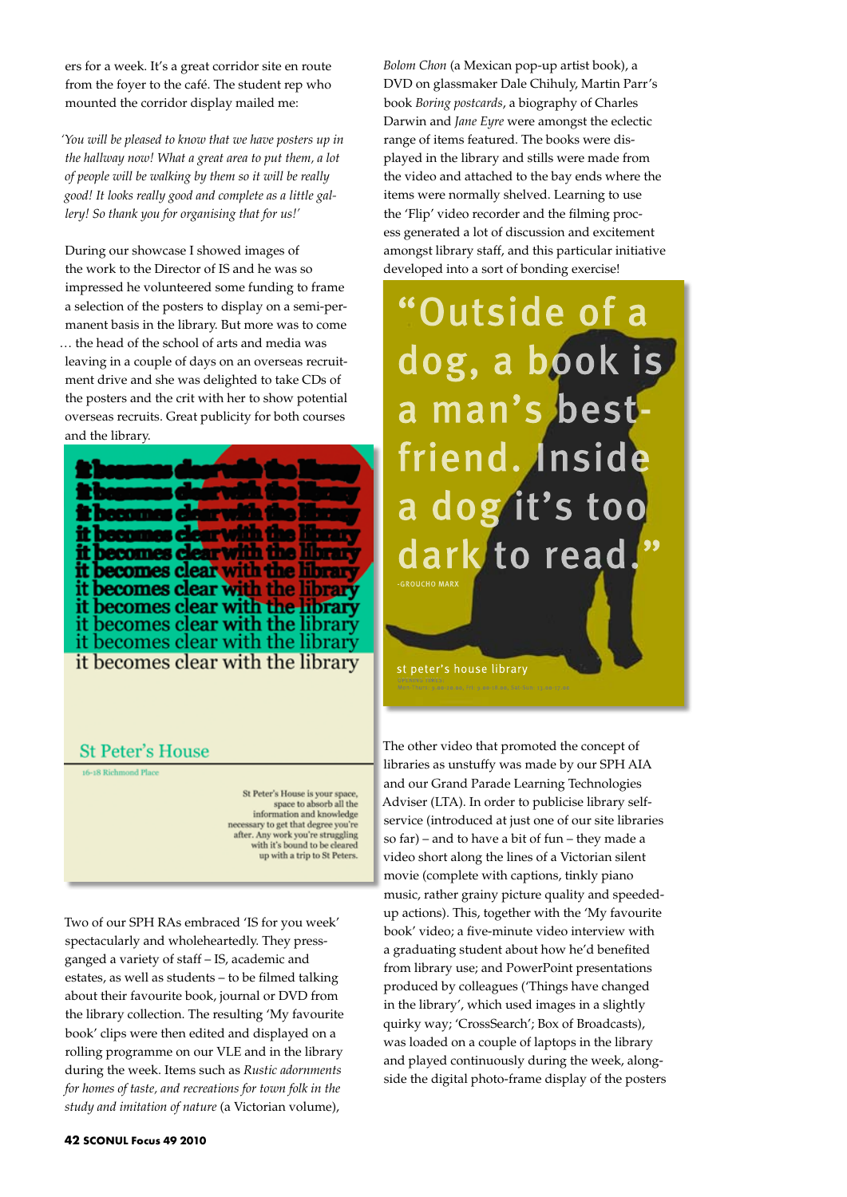ers for a week. It's a great corridor site en route from the foyer to the café. The student rep who mounted the corridor display mailed me:

*'You will be pleased to know that we have posters up in the hallway now! What a great area to put them, a lot of people will be walking by them so it will be really good! It looks really good and complete as a little gallery! So thank you for organising that for us!'*

During our showcase I showed images of the work to the Director of IS and he was so impressed he volunteered some funding to frame a selection of the posters to display on a semi-permanent basis in the library. But more was to come … the head of the school of arts and media was leaving in a couple of days on an overseas recruitment drive and she was delighted to take CDs of the posters and the crit with her to show potential overseas recruits. Great publicity for both courses and the library.

it becomes clear with the library

St Peter's House

16-18 Richmond Place

St Peter's House is your space, space to absorb all the information and knowledge necessary to get that degree you're after. Any work you're struggling with it's bound to be cleared up with a trip to St Peters.

Two of our SPH RAs embraced 'IS for you week' spectacularly and wholeheartedly. They press-ganged a variety of staff – IS, academic and estates, as well as students – to be filmed talking about their favourite book, journal or DVD from the library collection. The resulting 'My favourite book' clips were then edited and displayed on a rolling programme on our VLE and in the library during the week. Items such as *Rustic adornments for homes of taste, and recreations for town folk in the study and imitation of nature* (a Victorian volume), *Bolom Chon* (a Mexican pop-up artist book), a DVD on glassmaker Dale Chihuly, Martin Parr's book *Boring postcards*, a biography of Charles Darwin and *Jane Eyre* were amongst the eclectic range of items featured. The books were displayed in the library and stills were made from the video and attached to the bay ends where the items were normally shelved. Learning to use the 'Flip' video recorder and the filming process generated a lot of discussion and excitement amongst library staff, and this particular initiative developed into a sort of bonding exercise!

"Outside of a dog, a book is a man's best-friend. Inside a dog it's too dark to read."

-GROUCHO MARX

st peter's house library

The other video that promoted the concept of libraries as unstuffy was made by our SPH AIA and our Grand Parade Learning Technologies Adviser (LTA). In order to publicise library self-service (introduced at just one of our site libraries so far) – and to have a bit of fun – they made a video short along the lines of a Victorian silent movie (complete with captions, tinkly piano music, rather grainy picture quality and speeded-up actions). This, together with the 'My favourite book' video; a five-minute video interview with a graduating student about how he'd benefited from library use; and PowerPoint presentations produced by colleagues ('Things have changed in the library', which used images in a slightly quirky way; 'CrossSearch'; Box of Broadcasts), was loaded on a couple of laptops in the library and played continuously during the week, alongside the digital photo-frame display of the posters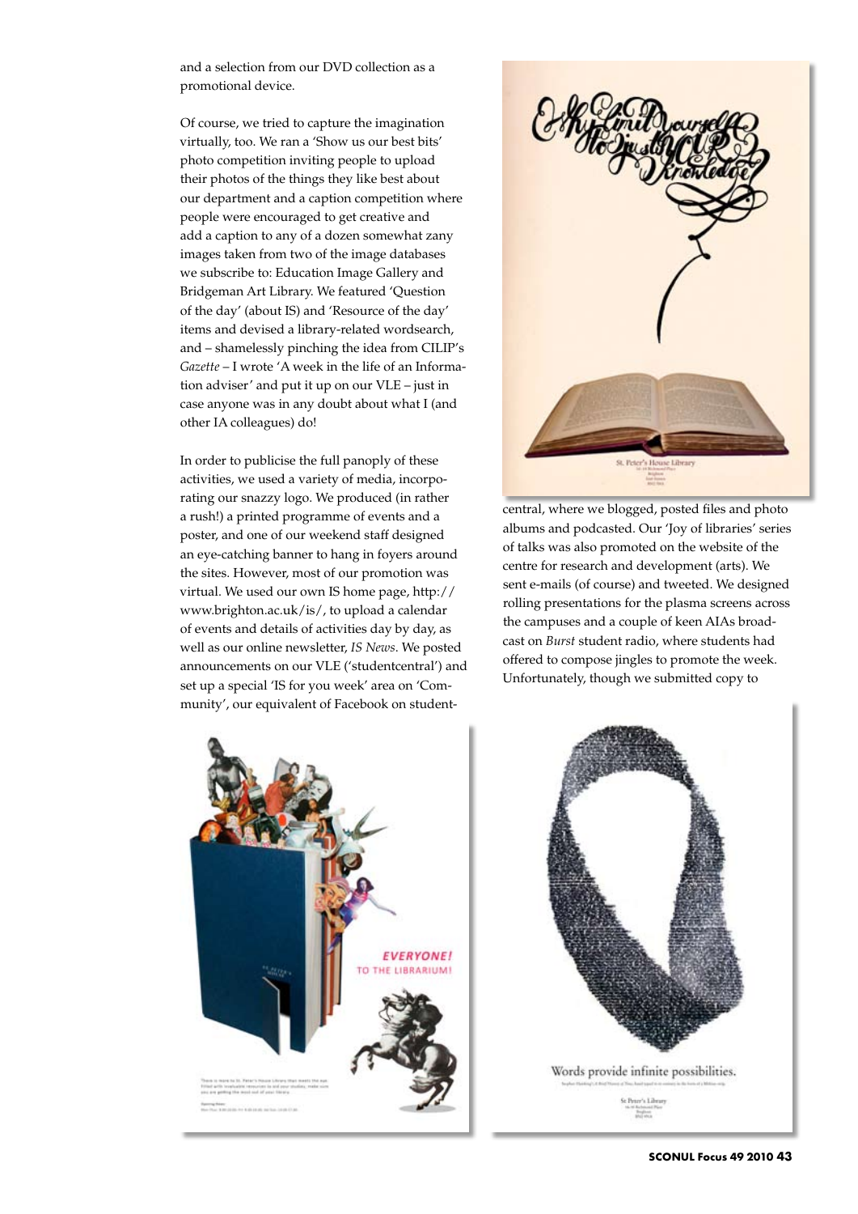and a selection from our DVD collection as a promotional device.

Of course, we tried to capture the imagination virtually, too. We ran a 'Show us our best bits' photo competition inviting people to upload their photos of the things they like best about our department and a caption competition where people were encouraged to get creative and add a caption to any of a dozen somewhat zany images taken from two of the image databases we subscribe to: Education Image Gallery and Bridgeman Art Library. We featured 'Question of the day' (about IS) and 'Resource of the day' items and devised a library-related wordsearch, and – shamelessly pinching the idea from CILIP's *Gazette* – I wrote 'A week in the life of an Information adviser' and put it up on our VLE – just in case anyone was in any doubt about what I (and other IA colleagues) do!

In order to publicise the full panoply of these activities, we used a variety of media, incorporating our snazzy logo. We produced (in rather a rush!) a printed programme of events and a poster, and one of our weekend staff designed an eye-catching banner to hang in foyers around the sites. However, most of our promotion was virtual. We used our own IS home page, http://www.brighton.ac.uk/is/, to upload a calendar of events and details of activities day by day, as well as our online newsletter, *IS News*. We posted announcements on our VLE ('studentcentral') and set up a special 'IS for you week' area on 'Community', our equivalent of Facebook on studentcentral, where we blogged, posted files and photo albums and podcasted. Our 'Joy of libraries' series of talks was also promoted on the website of the centre for research and development (arts). We sent e-mails (of course) and tweeted. We designed rolling presentations for the plasma screens across the campuses and a couple of keen AIAs broadcast on *Burst* student radio, where students had offered to compose jingles to promote the week. Unfortunately, though we submitted copy to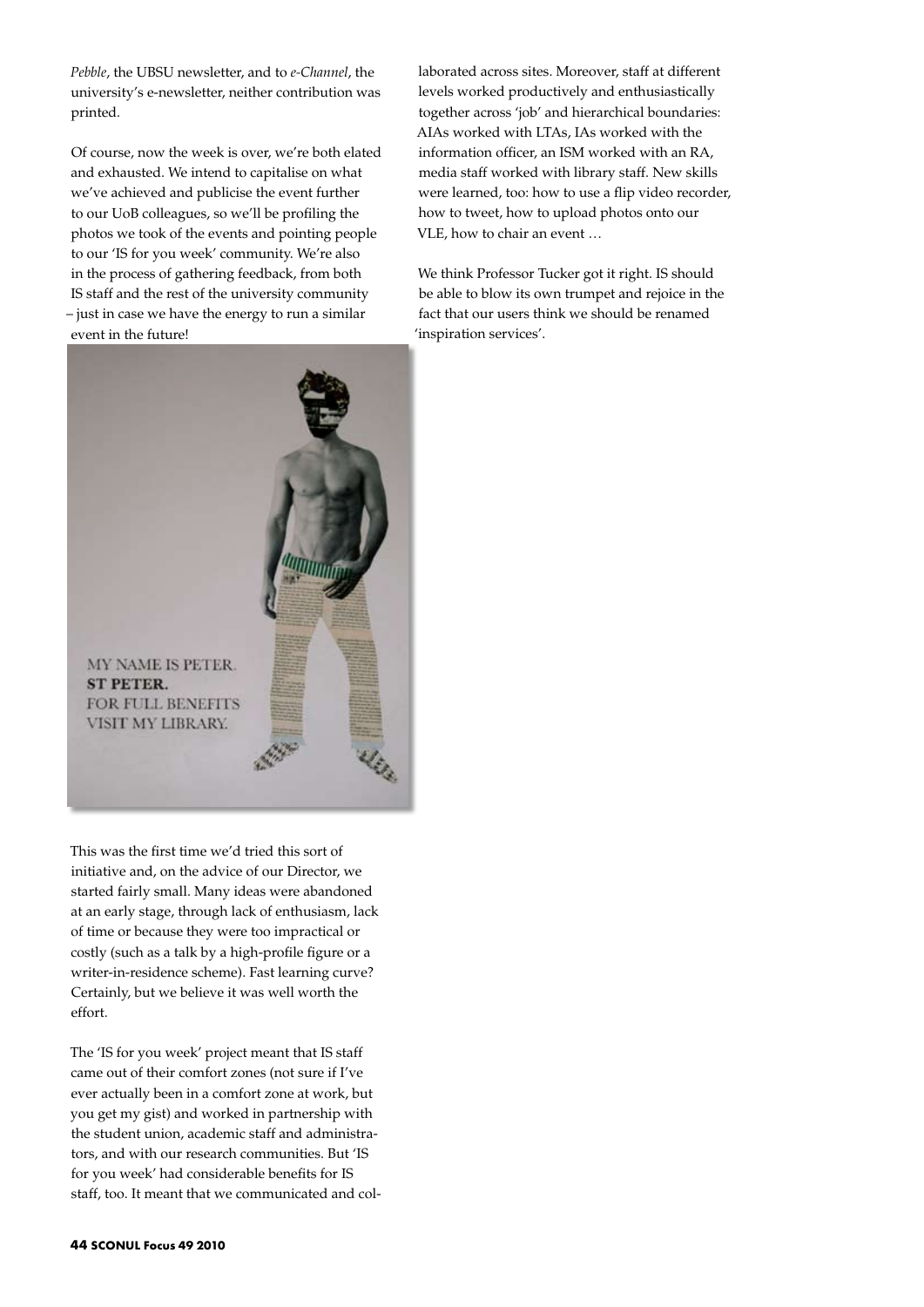*Pebble*, the UBSU newsletter, and to *e-Channel*, the university's e-newsletter, neither contribution was printed.

Of course, now the week is over, we're both elated and exhausted. We intend to capitalise on what we've achieved and publicise the event further to our UoB colleagues, so we'll be profiling the photos we took of the events and pointing people to our 'IS for you week' community. We're also in the process of gathering feedback, from both IS staff and the rest of the university community – just in case we have the energy to run a similar event in the future!

This was the first time we'd tried this sort of initiative and, on the advice of our Director, we started fairly small. Many ideas were abandoned at an early stage, through lack of enthusiasm, lack of time or because they were too impractical or costly (such as a talk by a high-profile figure or a writer-in-residence scheme). Fast learning curve? Certainly, but we believe it was well worth the effort.

The 'IS for you week' project meant that IS staff came out of their comfort zones (not sure if I've ever actually been in a comfort zone at work, but you get my gist) and worked in partnership with the student union, academic staff and administrators, and with our research communities. But 'IS for you week' had considerable benefits for IS staff, too. It meant that we communicated and collaborated across sites. Moreover, staff at different levels worked productively and enthusiastically together across 'job' and hierarchical boundaries: AIAs worked with LTAs, IAs worked with the information officer, an ISM worked with an RA, media staff worked with library staff. New skills were learned, too: how to use a flip video recorder, how to tweet, how to upload photos onto our VLE, how to chair an event …

We think Professor Tucker got it right. IS should be able to blow its own trumpet and rejoice in the fact that our users think we should be renamed 'inspiration services'.